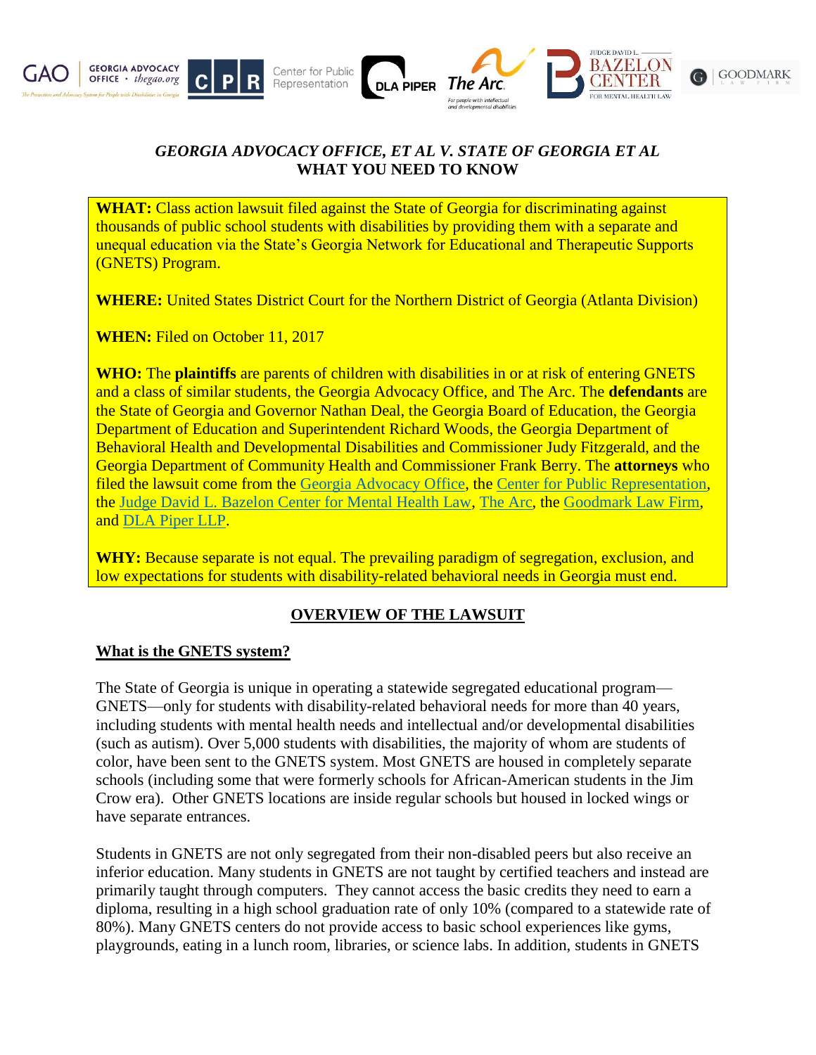*GEORGIA ADVOCACY OFFICE, ET AL V. STATE OF GEORGIA ET AL*
**WHAT YOU NEED TO KNOW**

**WHAT:** Class action lawsuit filed against the State of Georgia for discriminating against thousands of public school students with disabilities by providing them with a separate and unequal education via the State's Georgia Network for Educational and Therapeutic Supports (GNETS) Program.

**WHERE:** United States District Court for the Northern District of Georgia (Atlanta Division)

**WHEN:** Filed on October 11, 2017

**WHO:** The **plaintiffs** are parents of children with disabilities in or at risk of entering GNETS and a class of similar students, the Georgia Advocacy Office, and The Arc. The **defendants** are the State of Georgia and Governor Nathan Deal, the Georgia Board of Education, the Georgia Department of Education and Superintendent Richard Woods, the Georgia Department of Behavioral Health and Developmental Disabilities and Commissioner Judy Fitzgerald, and the Georgia Department of Community Health and Commissioner Frank Berry. The **attorneys** who filed the lawsuit come from the Georgia Advocacy Office, the Center for Public Representation, the Judge David L. Bazelon Center for Mental Health Law, The Arc, the Goodmark Law Firm, and DLA Piper LLP.

**WHY:** Because separate is not equal. The prevailing paradigm of segregation, exclusion, and low expectations for students with disability-related behavioral needs in Georgia must end.

## OVERVIEW OF THE LAWSUIT

### What is the GNETS system?

The State of Georgia is unique in operating a statewide segregated educational program—GNETS—only for students with disability-related behavioral needs for more than 40 years, including students with mental health needs and intellectual and/or developmental disabilities (such as autism). Over 5,000 students with disabilities, the majority of whom are students of color, have been sent to the GNETS system. Most GNETS are housed in completely separate schools (including some that were formerly schools for African-American students in the Jim Crow era). Other GNETS locations are inside regular schools but housed in locked wings or have separate entrances.

Students in GNETS are not only segregated from their non-disabled peers but also receive an inferior education. Many students in GNETS are not taught by certified teachers and instead are primarily taught through computers. They cannot access the basic credits they need to earn a diploma, resulting in a high school graduation rate of only 10% (compared to a statewide rate of 80%). Many GNETS centers do not provide access to basic school experiences like gyms, playgrounds, eating in a lunch room, libraries, or science labs. In addition, students in GNETS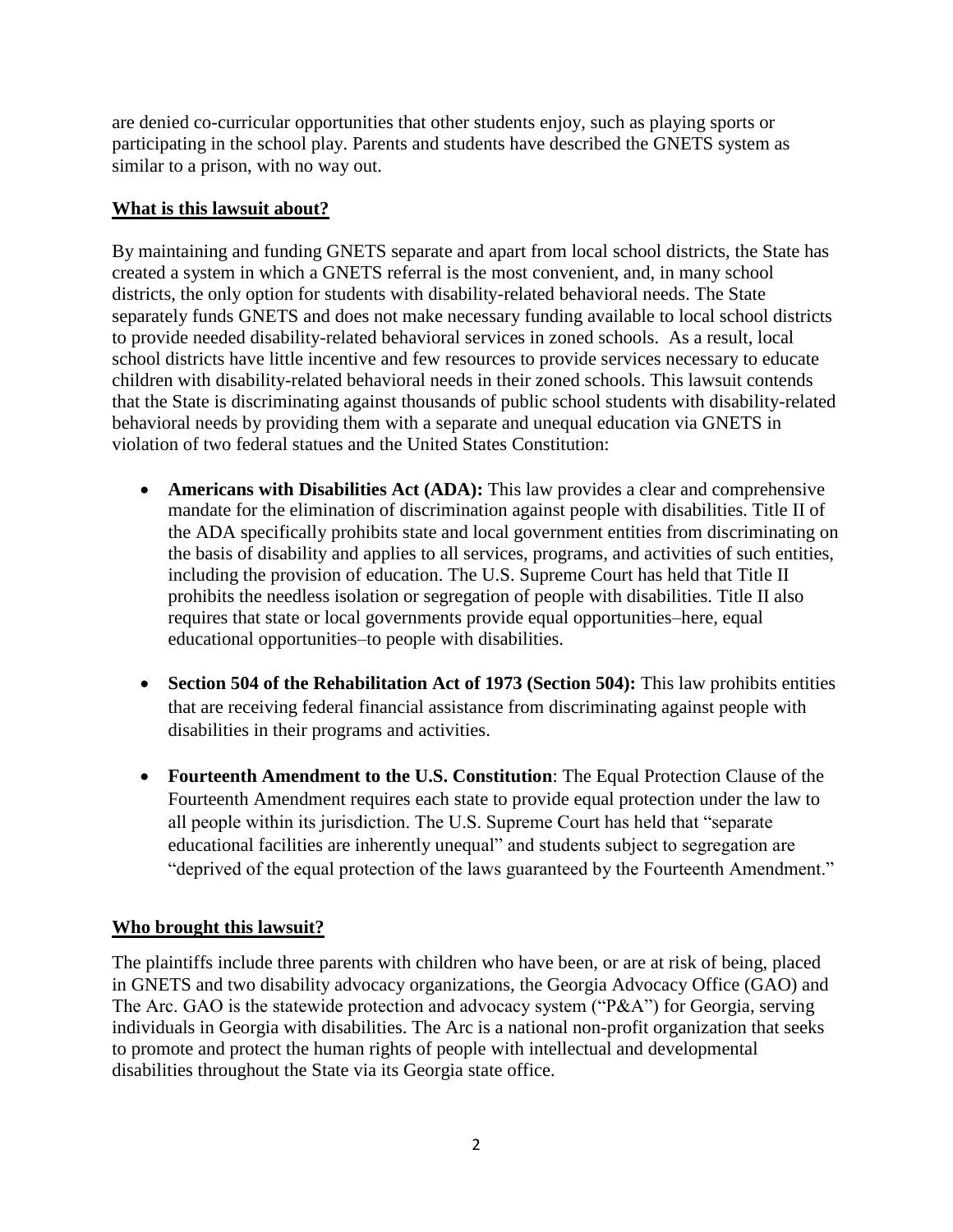are denied co-curricular opportunities that other students enjoy, such as playing sports or participating in the school play. Parents and students have described the GNETS system as similar to a prison, with no way out.

## What is this lawsuit about?

By maintaining and funding GNETS separate and apart from local school districts, the State has created a system in which a GNETS referral is the most convenient, and, in many school districts, the only option for students with disability-related behavioral needs. The State separately funds GNETS and does not make necessary funding available to local school districts to provide needed disability-related behavioral services in zoned schools. As a result, local school districts have little incentive and few resources to provide services necessary to educate children with disability-related behavioral needs in their zoned schools. This lawsuit contends that the State is discriminating against thousands of public school students with disability-related behavioral needs by providing them with a separate and unequal education via GNETS in violation of two federal statues and the United States Constitution:

- **Americans with Disabilities Act (ADA):** This law provides a clear and comprehensive mandate for the elimination of discrimination against people with disabilities. Title II of the ADA specifically prohibits state and local government entities from discriminating on the basis of disability and applies to all services, programs, and activities of such entities, including the provision of education. The U.S. Supreme Court has held that Title II prohibits the needless isolation or segregation of people with disabilities. Title II also requires that state or local governments provide equal opportunities–here, equal educational opportunities–to people with disabilities.

- **Section 504 of the Rehabilitation Act of 1973 (Section 504):** This law prohibits entities that are receiving federal financial assistance from discriminating against people with disabilities in their programs and activities.

- **Fourteenth Amendment to the U.S. Constitution**: The Equal Protection Clause of the Fourteenth Amendment requires each state to provide equal protection under the law to all people within its jurisdiction. The U.S. Supreme Court has held that "separate educational facilities are inherently unequal" and students subject to segregation are "deprived of the equal protection of the laws guaranteed by the Fourteenth Amendment."

## Who brought this lawsuit?

The plaintiffs include three parents with children who have been, or are at risk of being, placed in GNETS and two disability advocacy organizations, the Georgia Advocacy Office (GAO) and The Arc. GAO is the statewide protection and advocacy system ("P&A") for Georgia, serving individuals in Georgia with disabilities. The Arc is a national non-profit organization that seeks to promote and protect the human rights of people with intellectual and developmental disabilities throughout the State via its Georgia state office.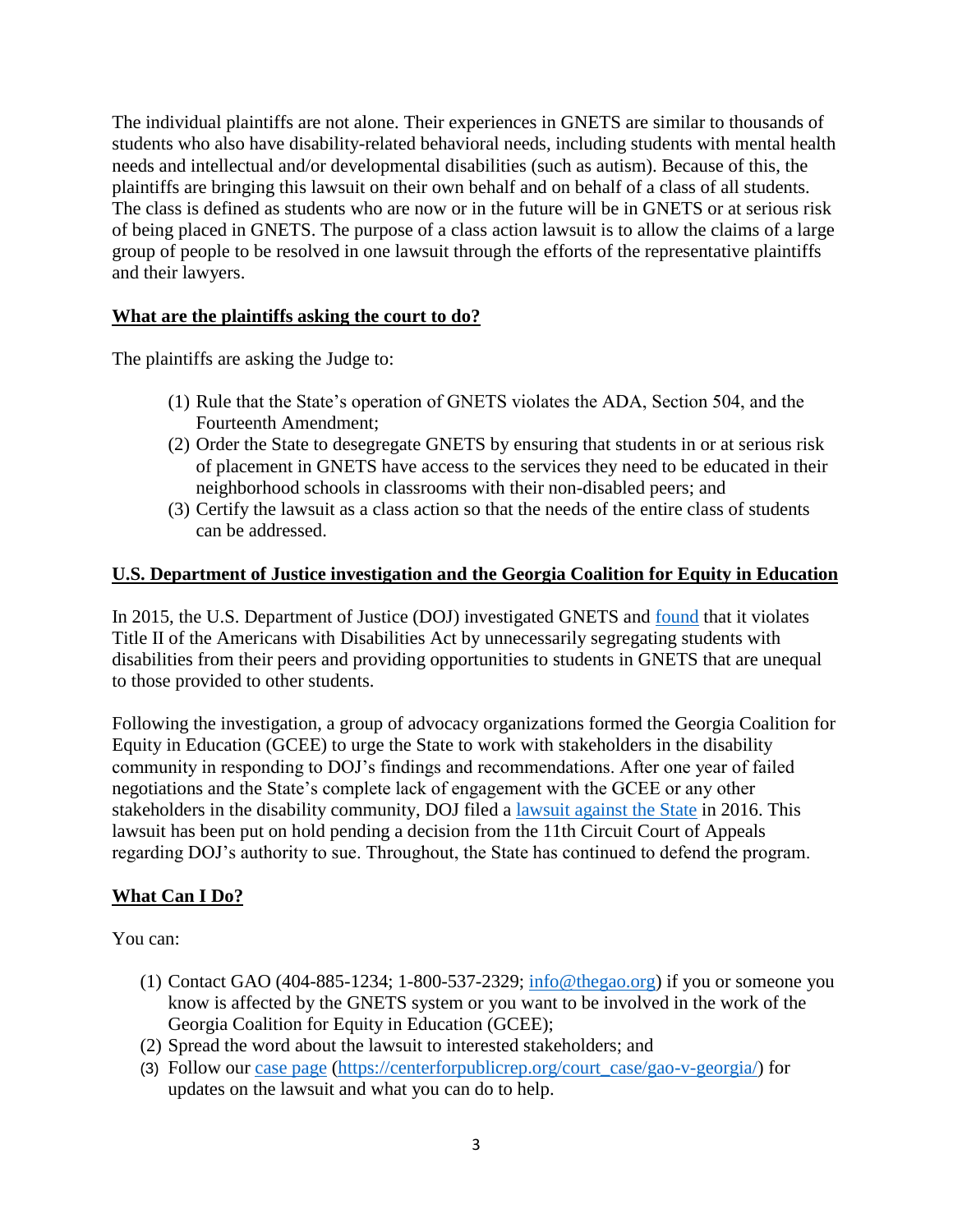The individual plaintiffs are not alone. Their experiences in GNETS are similar to thousands of students who also have disability-related behavioral needs, including students with mental health needs and intellectual and/or developmental disabilities (such as autism). Because of this, the plaintiffs are bringing this lawsuit on their own behalf and on behalf of a class of all students. The class is defined as students who are now or in the future will be in GNETS or at serious risk of being placed in GNETS. The purpose of a class action lawsuit is to allow the claims of a large group of people to be resolved in one lawsuit through the efforts of the representative plaintiffs and their lawyers.

## What are the plaintiffs asking the court to do?

The plaintiffs are asking the Judge to:

(1) Rule that the State's operation of GNETS violates the ADA, Section 504, and the Fourteenth Amendment;
(2) Order the State to desegregate GNETS by ensuring that students in or at serious risk of placement in GNETS have access to the services they need to be educated in their neighborhood schools in classrooms with their non-disabled peers; and
(3) Certify the lawsuit as a class action so that the needs of the entire class of students can be addressed.

## U.S. Department of Justice investigation and the Georgia Coalition for Equity in Education

In 2015, the U.S. Department of Justice (DOJ) investigated GNETS and found that it violates Title II of the Americans with Disabilities Act by unnecessarily segregating students with disabilities from their peers and providing opportunities to students in GNETS that are unequal to those provided to other students.

Following the investigation, a group of advocacy organizations formed the Georgia Coalition for Equity in Education (GCEE) to urge the State to work with stakeholders in the disability community in responding to DOJ's findings and recommendations. After one year of failed negotiations and the State's complete lack of engagement with the GCEE or any other stakeholders in the disability community, DOJ filed a lawsuit against the State in 2016. This lawsuit has been put on hold pending a decision from the 11th Circuit Court of Appeals regarding DOJ's authority to sue. Throughout, the State has continued to defend the program.

## What Can I Do?

You can:

(1) Contact GAO (404-885-1234; 1-800-537-2329; info@thegao.org) if you or someone you know is affected by the GNETS system or you want to be involved in the work of the Georgia Coalition for Equity in Education (GCEE);
(2) Spread the word about the lawsuit to interested stakeholders; and
(3) Follow our case page (https://centerforpublicrep.org/court_case/gao-v-georgia/) for updates on the lawsuit and what you can do to help.